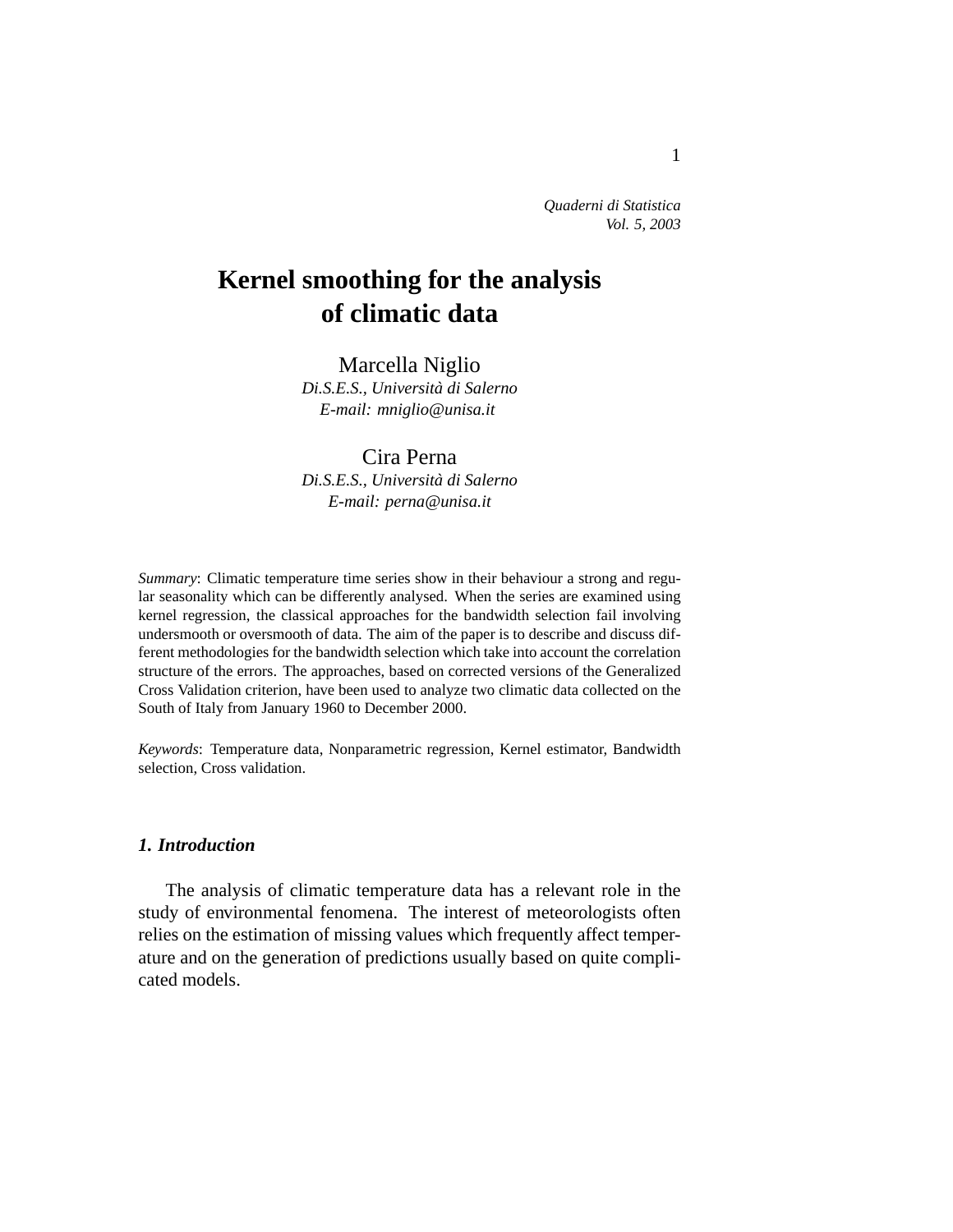# Kernel smoothing for the analysis of climatic data

Marcella Niglio
*Di.S.E.S., Università di Salerno*
*E-mail: mniglio@unisa.it*

Cira Perna
*Di.S.E.S., Università di Salerno*
*E-mail: perna@unisa.it*

*Summary*: Climatic temperature time series show in their behaviour a strong and regular seasonality which can be differently analysed. When the series are examined using kernel regression, the classical approaches for the bandwidth selection fail involving undersmooth or oversmooth of data. The aim of the paper is to describe and discuss different methodologies for the bandwidth selection which take into account the correlation structure of the errors. The approaches, based on corrected versions of the Generalized Cross Validation criterion, have been used to analyze two climatic data collected on the South of Italy from January 1960 to December 2000.

*Keywords*: Temperature data, Nonparametric regression, Kernel estimator, Bandwidth selection, Cross validation.

## *1. Introduction*

The analysis of climatic temperature data has a relevant role in the study of environmental fenomena. The interest of meteorologists often relies on the estimation of missing values which frequently affect temperature and on the generation of predictions usually based on quite complicated models.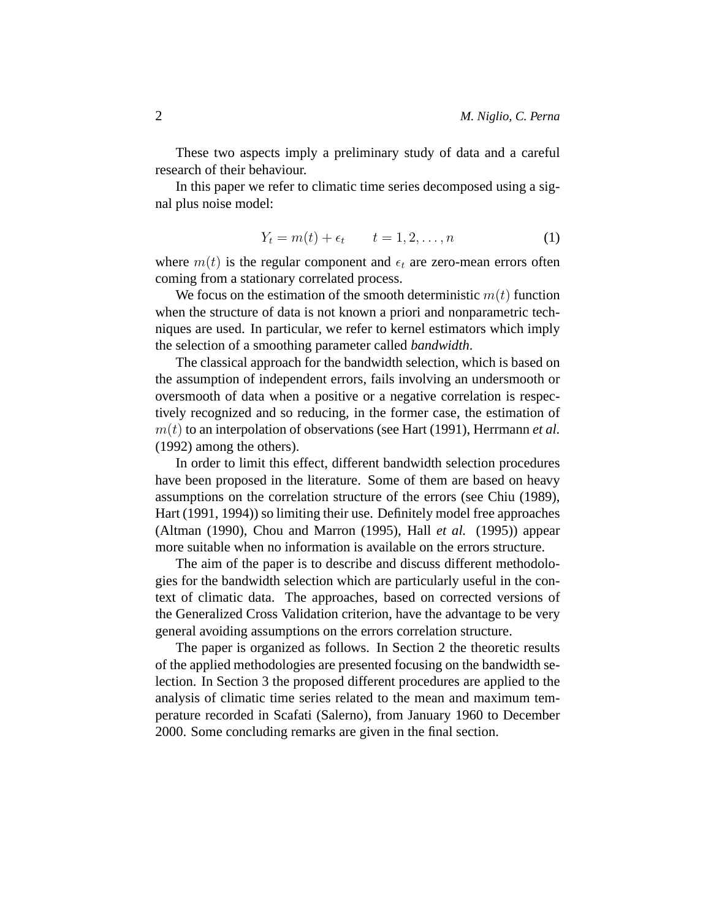These two aspects imply a preliminary study of data and a careful research of their behaviour.

In this paper we refer to climatic time series decomposed using a signal plus noise model:

$$Y_t = m(t) + \epsilon_t \qquad t = 1, 2, \ldots, n \tag{1}$$

where $m(t)$ is the regular component and $\epsilon_t$ are zero-mean errors often coming from a stationary correlated process.

We focus on the estimation of the smooth deterministic $m(t)$ function when the structure of data is not known a priori and nonparametric techniques are used. In particular, we refer to kernel estimators which imply the selection of a smoothing parameter called *bandwidth*.

The classical approach for the bandwidth selection, which is based on the assumption of independent errors, fails involving an undersmooth or oversmooth of data when a positive or a negative correlation is respectively recognized and so reducing, in the former case, the estimation of $m(t)$ to an interpolation of observations (see Hart (1991), Herrmann *et al.* (1992) among the others).

In order to limit this effect, different bandwidth selection procedures have been proposed in the literature. Some of them are based on heavy assumptions on the correlation structure of the errors (see Chiu (1989), Hart (1991, 1994)) so limiting their use. Definitely model free approaches (Altman (1990), Chou and Marron (1995), Hall *et al.* (1995)) appear more suitable when no information is available on the errors structure.

The aim of the paper is to describe and discuss different methodologies for the bandwidth selection which are particularly useful in the context of climatic data. The approaches, based on corrected versions of the Generalized Cross Validation criterion, have the advantage to be very general avoiding assumptions on the errors correlation structure.

The paper is organized as follows. In Section 2 the theoretic results of the applied methodologies are presented focusing on the bandwidth selection. In Section 3 the proposed different procedures are applied to the analysis of climatic time series related to the mean and maximum temperature recorded in Scafati (Salerno), from January 1960 to December 2000. Some concluding remarks are given in the final section.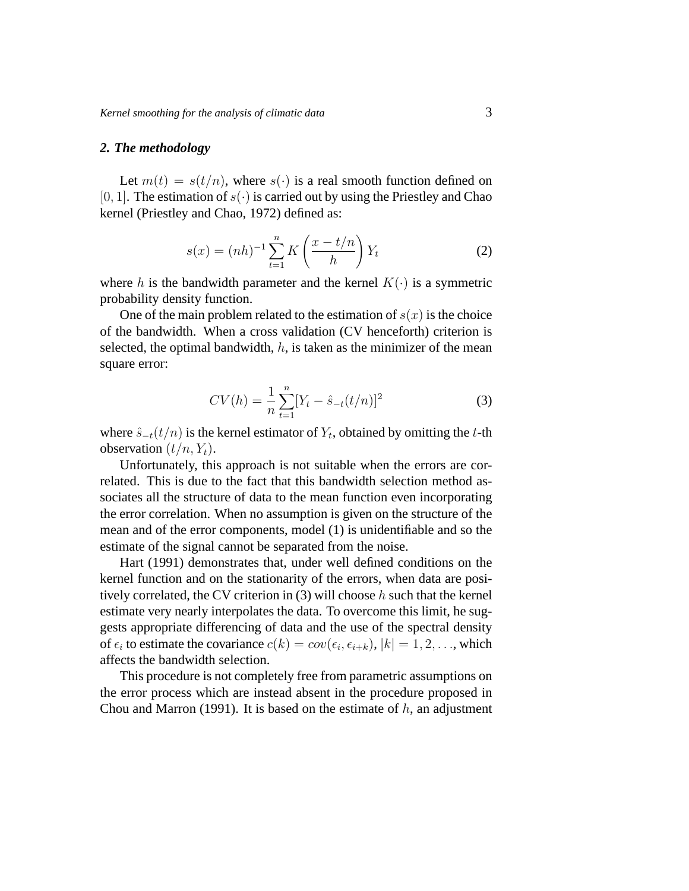## 2. The methodology

Let $m(t) = s(t/n)$, where $s(\cdot)$ is a real smooth function defined on $[0, 1]$. The estimation of $s(\cdot)$ is carried out by using the Priestley and Chao kernel (Priestley and Chao, 1972) defined as:

$$s(x) = (nh)^{-1} \sum_{t=1}^{n} K\left(\frac{x - t/n}{h}\right) Y_t \tag{2}$$

where $h$ is the bandwidth parameter and the kernel $K(\cdot)$ is a symmetric probability density function.

One of the main problem related to the estimation of $s(x)$ is the choice of the bandwidth. When a cross validation (CV henceforth) criterion is selected, the optimal bandwidth, $h$, is taken as the minimizer of the mean square error:

$$CV(h) = \frac{1}{n} \sum_{t=1}^{n} [Y_t - \hat{s}_{-t}(t/n)]^2 \tag{3}$$

where $\hat{s}_{-t}(t/n)$ is the kernel estimator of $Y_t$, obtained by omitting the $t$-th observation $(t/n, Y_t)$.

Unfortunately, this approach is not suitable when the errors are correlated. This is due to the fact that this bandwidth selection method associates all the structure of data to the mean function even incorporating the error correlation. When no assumption is given on the structure of the mean and of the error components, model (1) is unidentifiable and so the estimate of the signal cannot be separated from the noise.

Hart (1991) demonstrates that, under well defined conditions on the kernel function and on the stationarity of the errors, when data are positively correlated, the CV criterion in (3) will choose $h$ such that the kernel estimate very nearly interpolates the data. To overcome this limit, he suggests appropriate differencing of data and the use of the spectral density of $\epsilon_i$ to estimate the covariance $c(k) = cov(\epsilon_i, \epsilon_{i+k})$, $|k| = 1, 2, \ldots$, which affects the bandwidth selection.

This procedure is not completely free from parametric assumptions on the error process which are instead absent in the procedure proposed in Chou and Marron (1991). It is based on the estimate of $h$, an adjustment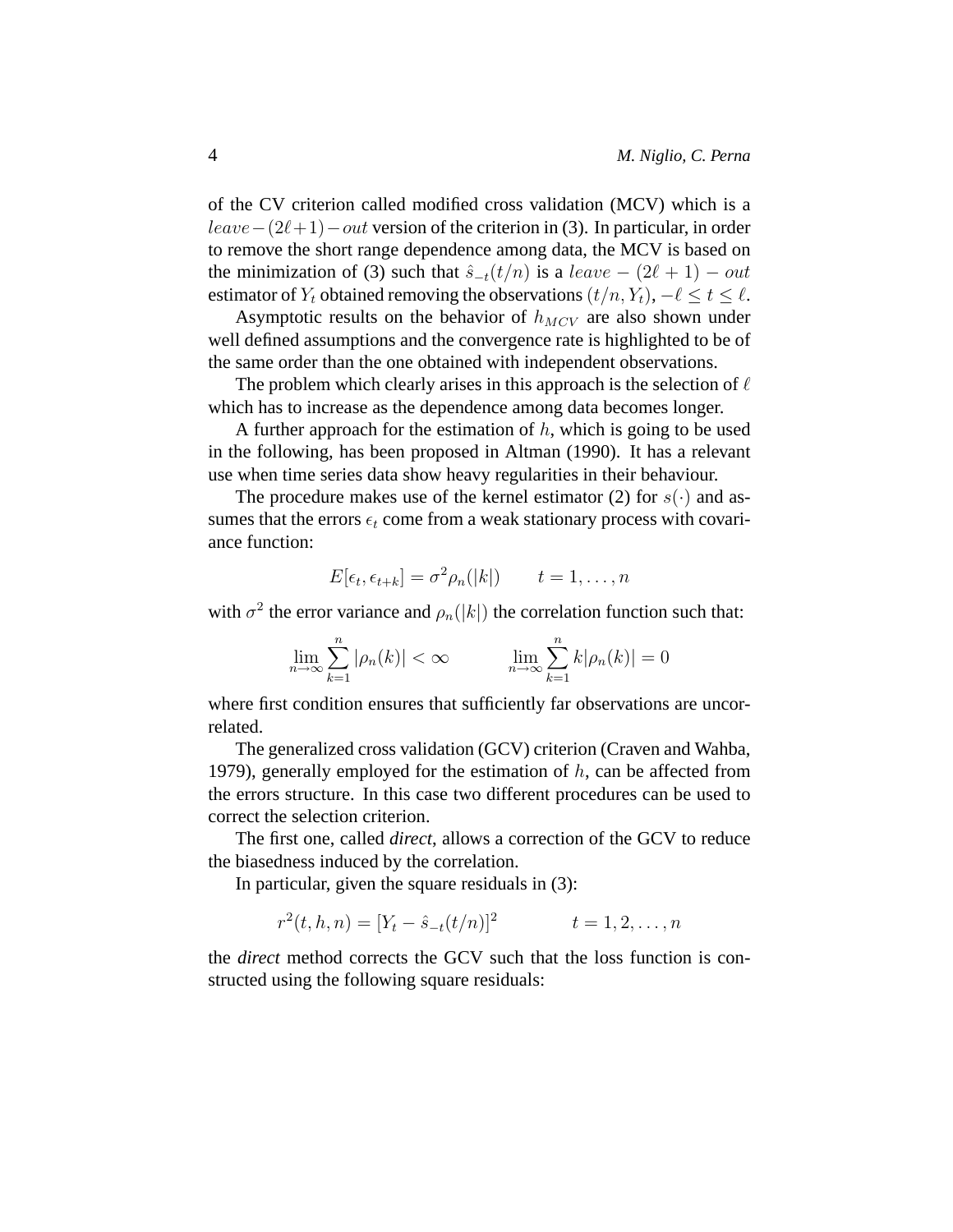of the CV criterion called modified cross validation (MCV) which is a $leave-(2\ell+1)-out$ version of the criterion in (3). In particular, in order to remove the short range dependence among data, the MCV is based on the minimization of (3) such that $\hat{s}_{-t}(t/n)$ is a $leave-(2\ell+1)-out$ estimator of $Y_t$ obtained removing the observations $(t/n, Y_t)$, $-\ell \leq t \leq \ell$.

Asymptotic results on the behavior of $h_{MCV}$ are also shown under well defined assumptions and the convergence rate is highlighted to be of the same order than the one obtained with independent observations.

The problem which clearly arises in this approach is the selection of $\ell$ which has to increase as the dependence among data becomes longer.

A further approach for the estimation of $h$, which is going to be used in the following, has been proposed in Altman (1990). It has a relevant use when time series data show heavy regularities in their behaviour.

The procedure makes use of the kernel estimator (2) for $s(\cdot)$ and assumes that the errors $\epsilon_t$ come from a weak stationary process with covariance function:

$$E[\epsilon_t, \epsilon_{t+k}] = \sigma^2 \rho_n(|k|) \qquad t = 1, \ldots, n$$

with $\sigma^2$ the error variance and $\rho_n(|k|)$ the correlation function such that:

$$\lim_{n\to\infty} \sum_{k=1}^{n} |\rho_n(k)| < \infty \qquad\qquad \lim_{n\to\infty} \sum_{k=1}^{n} k|\rho_n(k)| = 0$$

where first condition ensures that sufficiently far observations are uncorrelated.

The generalized cross validation (GCV) criterion (Craven and Wahba, 1979), generally employed for the estimation of $h$, can be affected from the errors structure. In this case two different procedures can be used to correct the selection criterion.

The first one, called *direct*, allows a correction of the GCV to reduce the biasedness induced by the correlation.

In particular, given the square residuals in (3):

$$r^2(t, h, n) = [Y_t - \hat{s}_{-t}(t/n)]^2 \qquad\qquad t = 1, 2, \ldots, n$$

the *direct* method corrects the GCV such that the loss function is constructed using the following square residuals: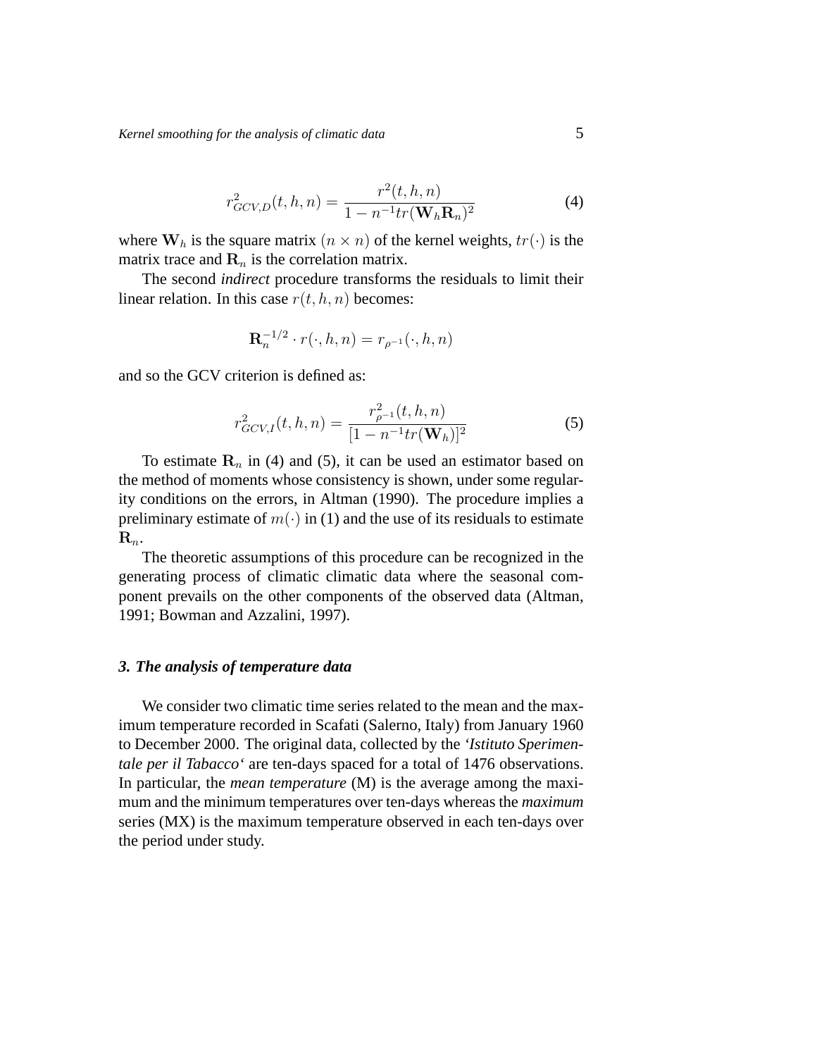$$r^2_{GCV,D}(t,h,n) = \frac{r^2(t,h,n)}{1 - n^{-1}tr(\mathbf{W}_h \mathbf{R}_n)^2} \tag{4}$$

where $\mathbf{W}_h$ is the square matrix $(n \times n)$ of the kernel weights, $tr(\cdot)$ is the matrix trace and $\mathbf{R}_n$ is the correlation matrix.

The second *indirect* procedure transforms the residuals to limit their linear relation. In this case $r(t,h,n)$ becomes:

$$\mathbf{R}_n^{-1/2} \cdot r(\cdot,h,n) = r_{\rho^{-1}}(\cdot,h,n)$$

and so the GCV criterion is defined as:

$$r^2_{GCV,I}(t,h,n) = \frac{r^2_{\rho^{-1}}(t,h,n)}{[1 - n^{-1}tr(\mathbf{W}_h)]^2} \tag{5}$$

To estimate $\mathbf{R}_n$ in (4) and (5), it can be used an estimator based on the method of moments whose consistency is shown, under some regularity conditions on the errors, in Altman (1990). The procedure implies a preliminary estimate of $m(\cdot)$ in (1) and the use of its residuals to estimate $\mathbf{R}_n$.

The theoretic assumptions of this procedure can be recognized in the generating process of climatic climatic data where the seasonal component prevails on the other components of the observed data (Altman, 1991; Bowman and Azzalini, 1997).

### *3. The analysis of temperature data*

We consider two climatic time series related to the mean and the maximum temperature recorded in Scafati (Salerno, Italy) from January 1960 to December 2000. The original data, collected by the *'Istituto Sperimentale per il Tabacco'* are ten-days spaced for a total of 1476 observations. In particular, the *mean temperature* (M) is the average among the maximum and the minimum temperatures over ten-days whereas the *maximum* series (MX) is the maximum temperature observed in each ten-days over the period under study.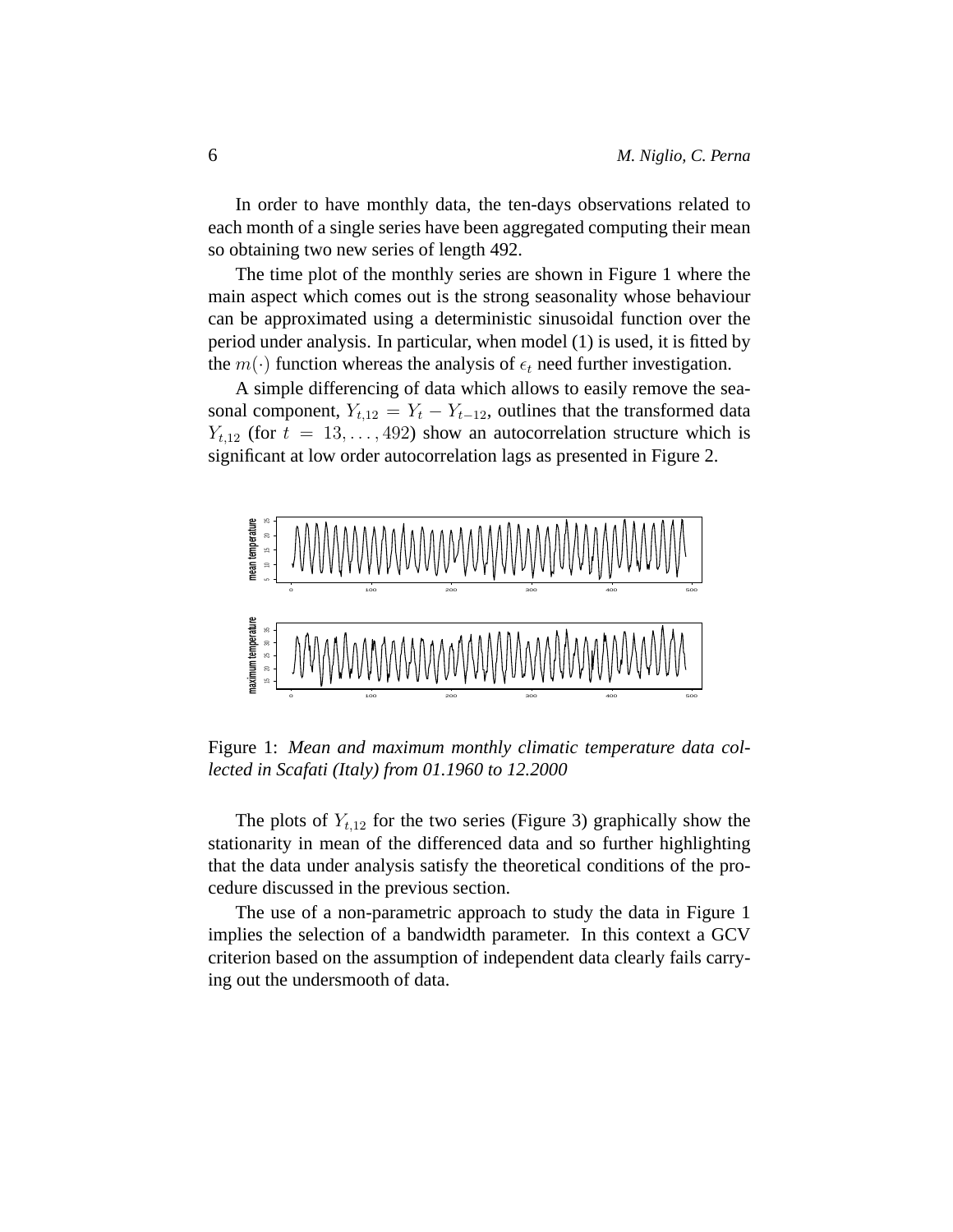In order to have monthly data, the ten-days observations related to each month of a single series have been aggregated computing their mean so obtaining two new series of length 492.

The time plot of the monthly series are shown in Figure 1 where the main aspect which comes out is the strong seasonality whose behaviour can be approximated using a deterministic sinusoidal function over the period under analysis. In particular, when model (1) is used, it is fitted by the $m(\cdot)$ function whereas the analysis of $\epsilon_t$ need further investigation.

A simple differencing of data which allows to easily remove the seasonal component, $Y_{t,12} = Y_t - Y_{t-12}$, outlines that the transformed data $Y_{t,12}$ (for $t = 13, \ldots, 492$) show an autocorrelation structure which is significant at low order autocorrelation lags as presented in Figure 2.

Figure 1: *Mean and maximum monthly climatic temperature data collected in Scafati (Italy) from 01.1960 to 12.2000*

The plots of $Y_{t,12}$ for the two series (Figure 3) graphically show the stationarity in mean of the differenced data and so further highlighting that the data under analysis satisfy the theoretical conditions of the procedure discussed in the previous section.

The use of a non-parametric approach to study the data in Figure 1 implies the selection of a bandwidth parameter. In this context a GCV criterion based on the assumption of independent data clearly fails carrying out the undersmooth of data.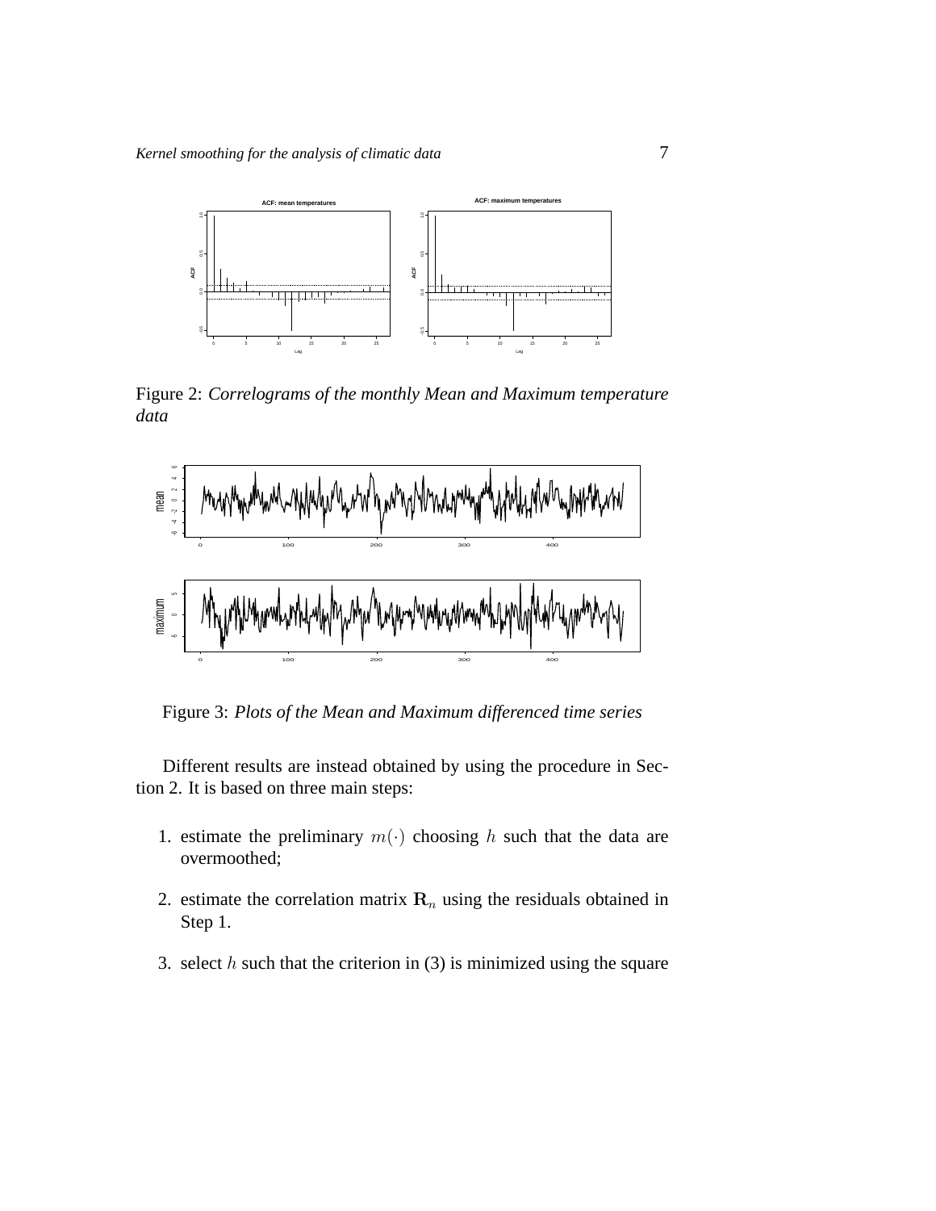Figure 2: *Correlograms of the monthly Mean and Maximum temperature data*

Figure 3: *Plots of the Mean and Maximum differenced time series*

Different results are instead obtained by using the procedure in Section 2. It is based on three main steps:

1. estimate the preliminary $m(\cdot)$ choosing $h$ such that the data are overmoothed;

2. estimate the correlation matrix $\mathbf{R}_n$ using the residuals obtained in Step 1.

3. select $h$ such that the criterion in (3) is minimized using the square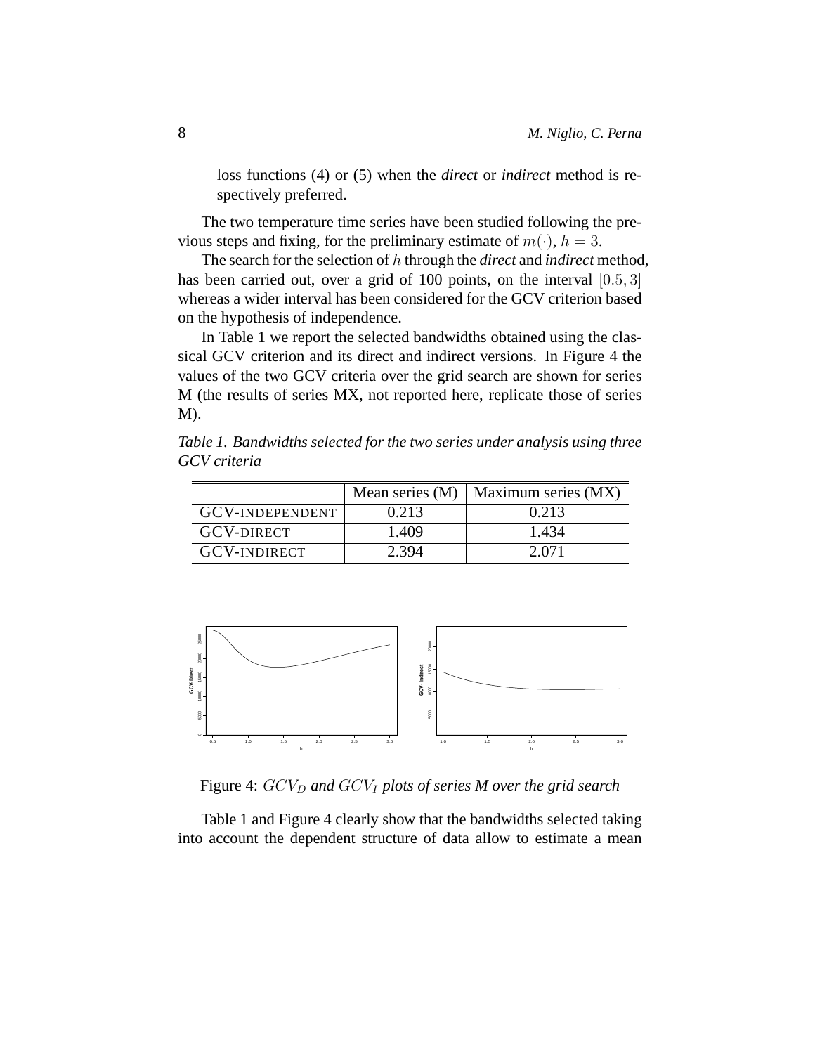loss functions (4) or (5) when the *direct* or *indirect* method is respectively preferred.

The two temperature time series have been studied following the previous steps and fixing, for the preliminary estimate of $m(\cdot)$, $h = 3$.

The search for the selection of $h$ through the *direct* and *indirect* method, has been carried out, over a grid of 100 points, on the interval $[0.5, 3]$ whereas a wider interval has been considered for the GCV criterion based on the hypothesis of independence.

In Table 1 we report the selected bandwidths obtained using the classical GCV criterion and its direct and indirect versions. In Figure 4 the values of the two GCV criteria over the grid search are shown for series M (the results of series MX, not reported here, replicate those of series M).

*Table 1. Bandwidths selected for the two series under analysis using three GCV criteria*

| | Mean series (M) | Maximum series (MX) |
|---|---|---|
| GCV-INDEPENDENT | 0.213 | 0.213 |
| GCV-DIRECT | 1.409 | 1.434 |
| GCV-INDIRECT | 2.394 | 2.071 |

Figure 4: *$GCV_D$ and $GCV_I$ plots of series M over the grid search*

Table 1 and Figure 4 clearly show that the bandwidths selected taking into account the dependent structure of data allow to estimate a mean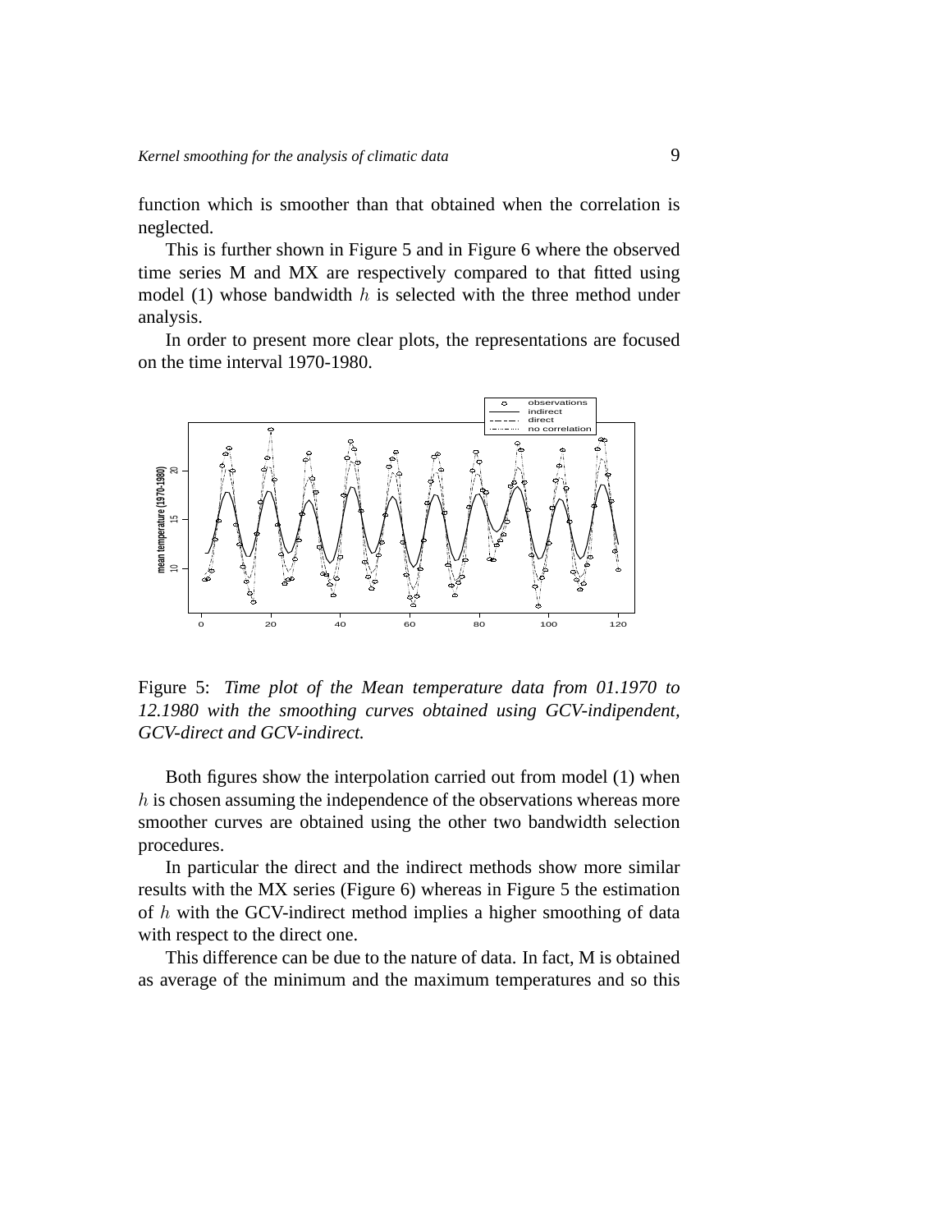function which is smoother than that obtained when the correlation is neglected.

This is further shown in Figure 5 and in Figure 6 where the observed time series M and MX are respectively compared to that fitted using model (1) whose bandwidth $h$ is selected with the three method under analysis.

In order to present more clear plots, the representations are focused on the time interval 1970-1980.

Figure 5: *Time plot of the Mean temperature data from 01.1970 to 12.1980 with the smoothing curves obtained using GCV-indipendent, GCV-direct and GCV-indirect.*

Both figures show the interpolation carried out from model (1) when $h$ is chosen assuming the independence of the observations whereas more smoother curves are obtained using the other two bandwidth selection procedures.

In particular the direct and the indirect methods show more similar results with the MX series (Figure 6) whereas in Figure 5 the estimation of $h$ with the GCV-indirect method implies a higher smoothing of data with respect to the direct one.

This difference can be due to the nature of data. In fact, M is obtained as average of the minimum and the maximum temperatures and so this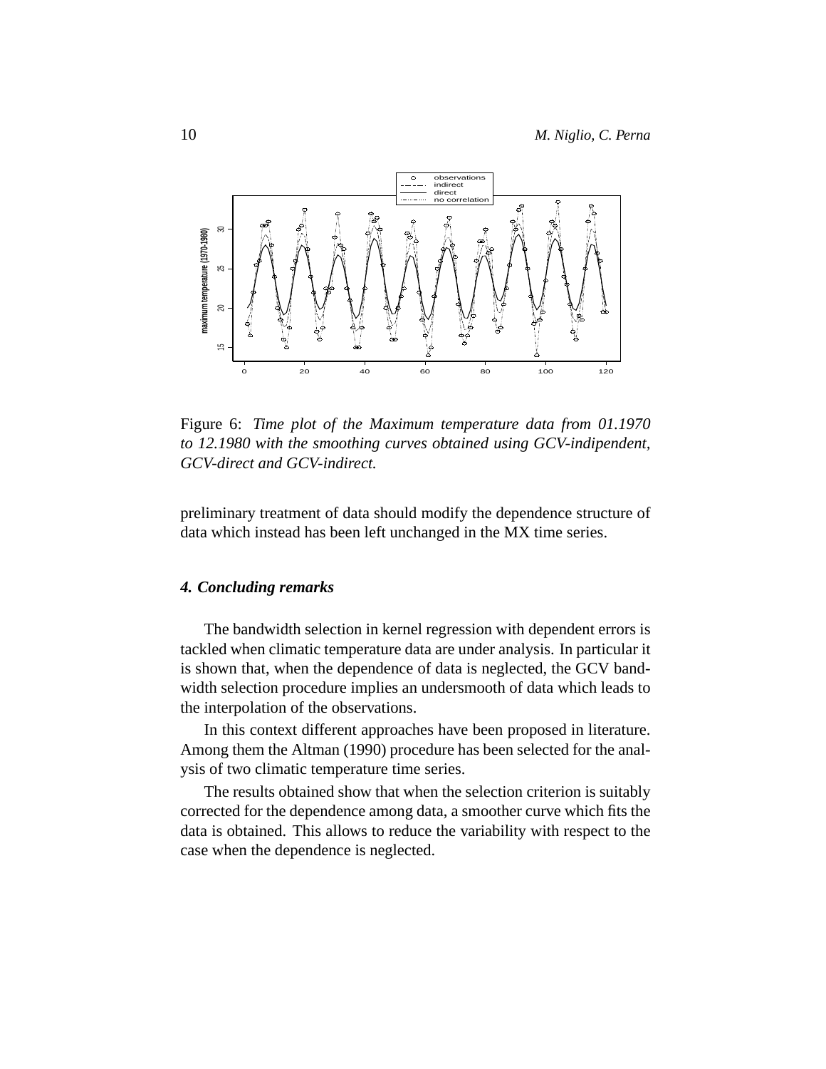Figure 6: *Time plot of the Maximum temperature data from 01.1970 to 12.1980 with the smoothing curves obtained using GCV-indipendent, GCV-direct and GCV-indirect.*

preliminary treatment of data should modify the dependence structure of data which instead has been left unchanged in the MX time series.

### *4. Concluding remarks*

The bandwidth selection in kernel regression with dependent errors is tackled when climatic temperature data are under analysis. In particular it is shown that, when the dependence of data is neglected, the GCV bandwidth selection procedure implies an undersmooth of data which leads to the interpolation of the observations.

In this context different approaches have been proposed in literature. Among them the Altman (1990) procedure has been selected for the analysis of two climatic temperature time series.

The results obtained show that when the selection criterion is suitably corrected for the dependence among data, a smoother curve which fits the data is obtained. This allows to reduce the variability with respect to the case when the dependence is neglected.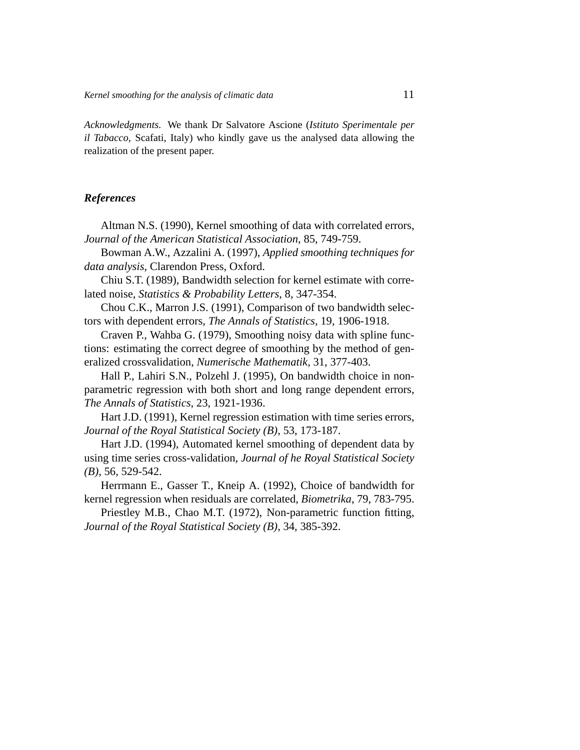*Acknowledgments.* We thank Dr Salvatore Ascione (*Istituto Sperimentale per il Tabacco*, Scafati, Italy) who kindly gave us the analysed data allowing the realization of the present paper.

## References

Altman N.S. (1990), Kernel smoothing of data with correlated errors, *Journal of the American Statistical Association*, 85, 749-759.

Bowman A.W., Azzalini A. (1997), *Applied smoothing techniques for data analysis*, Clarendon Press, Oxford.

Chiu S.T. (1989), Bandwidth selection for kernel estimate with correlated noise, *Statistics & Probability Letters*, 8, 347-354.

Chou C.K., Marron J.S. (1991), Comparison of two bandwidth selectors with dependent errors, *The Annals of Statistics*, 19, 1906-1918.

Craven P., Wahba G. (1979), Smoothing noisy data with spline functions: estimating the correct degree of smoothing by the method of generalized crossvalidation, *Numerische Mathematik*, 31, 377-403.

Hall P., Lahiri S.N., Polzehl J. (1995), On bandwidth choice in nonparametric regression with both short and long range dependent errors, *The Annals of Statistics*, 23, 1921-1936.

Hart J.D. (1991), Kernel regression estimation with time series errors, *Journal of the Royal Statistical Society (B)*, 53, 173-187.

Hart J.D. (1994), Automated kernel smoothing of dependent data by using time series cross-validation, *Journal of he Royal Statistical Society (B)*, 56, 529-542.

Herrmann E., Gasser T., Kneip A. (1992), Choice of bandwidth for kernel regression when residuals are correlated, *Biometrika*, 79, 783-795.

Priestley M.B., Chao M.T. (1972), Non-parametric function fitting, *Journal of the Royal Statistical Society (B)*, 34, 385-392.